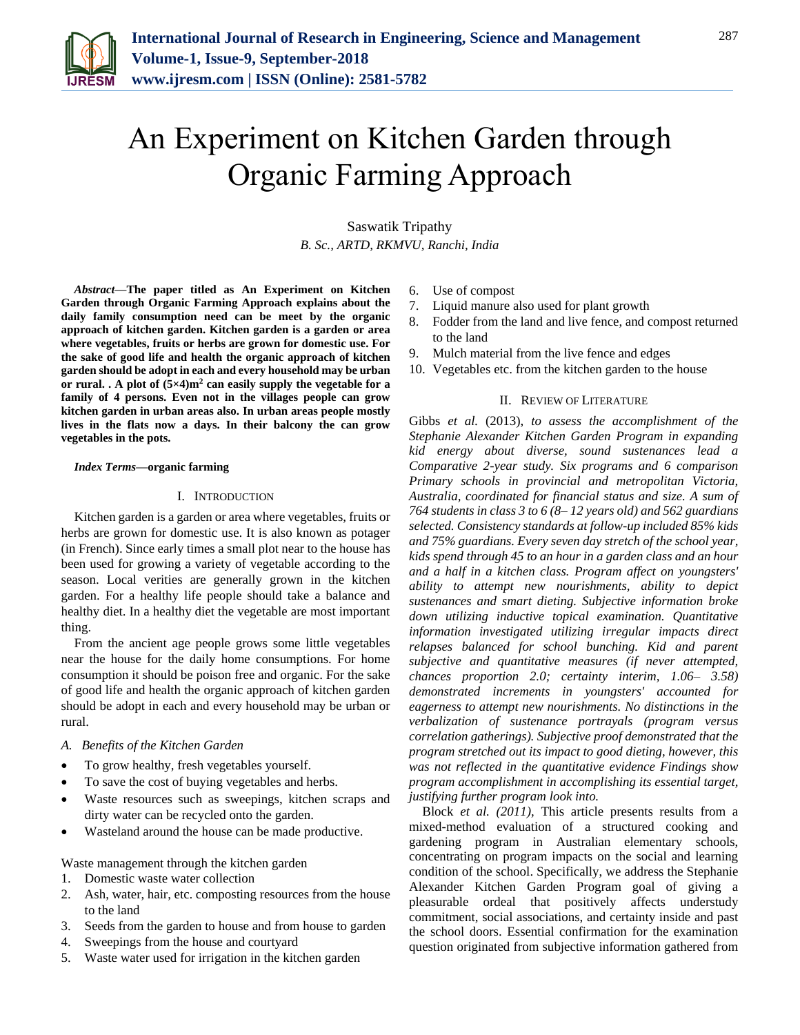# An Experiment on Kitchen Garden through Organic Farming Approach

Saswatik Tripathy

*B. Sc., ARTD, RKMVU, Ranchi, India*

***Abstract*****—The paper titled as An Experiment on Kitchen Garden through Organic Farming Approach explains about the daily family consumption need can be meet by the organic approach of kitchen garden. Kitchen garden is a garden or area where vegetables, fruits or herbs are grown for domestic use. For the sake of good life and health the organic approach of kitchen garden should be adopt in each and every household may be urban or rural. . A plot of (5×4)m$^2$ can easily supply the vegetable for a family of 4 persons. Even not in the villages people can grow kitchen garden in urban areas also. In urban areas people mostly lives in the flats now a days. In their balcony the can grow vegetables in the pots.**

***Index Terms*****—organic farming**

## I. INTRODUCTION

Kitchen garden is a garden or area where vegetables, fruits or herbs are grown for domestic use. It is also known as potager (in French). Since early times a small plot near to the house has been used for growing a variety of vegetable according to the season. Local verities are generally grown in the kitchen garden. For a healthy life people should take a balance and healthy diet. In a healthy diet the vegetable are most important thing.

From the ancient age people grows some little vegetables near the house for the daily home consumptions. For home consumption it should be poison free and organic. For the sake of good life and health the organic approach of kitchen garden should be adopt in each and every household may be urban or rural.

### *A. Benefits of the Kitchen Garden*

- To grow healthy, fresh vegetables yourself.
- To save the cost of buying vegetables and herbs.
- Waste resources such as sweepings, kitchen scraps and dirty water can be recycled onto the garden.
- Wasteland around the house can be made productive.

Waste management through the kitchen garden

1. Domestic waste water collection
2. Ash, water, hair, etc. composting resources from the house to the land
3. Seeds from the garden to house and from house to garden
4. Sweepings from the house and courtyard
5. Waste water used for irrigation in the kitchen garden
6. Use of compost
7. Liquid manure also used for plant growth
8. Fodder from the land and live fence, and compost returned to the land
9. Mulch material from the live fence and edges
10. Vegetables etc. from the kitchen garden to the house

## II. REVIEW OF LITERATURE

Gibbs *et al.* (2013), *to assess the accomplishment of the Stephanie Alexander Kitchen Garden Program in expanding kid energy about diverse, sound sustenances lead a Comparative 2-year study. Six programs and 6 comparison Primary schools in provincial and metropolitan Victoria, Australia, coordinated for financial status and size. A sum of 764 students in class 3 to 6 (8– 12 years old) and 562 guardians selected. Consistency standards at follow-up included 85% kids and 75% guardians. Every seven day stretch of the school year, kids spend through 45 to an hour in a garden class and an hour and a half in a kitchen class. Program affect on youngsters' ability to attempt new nourishments, ability to depict sustenances and smart dieting. Subjective information broke down utilizing inductive topical examination. Quantitative information investigated utilizing irregular impacts direct relapses balanced for school bunching. Kid and parent subjective and quantitative measures (if never attempted, chances proportion 2.0; certainty interim, 1.06– 3.58) demonstrated increments in youngsters' accounted for eagerness to attempt new nourishments. No distinctions in the verbalization of sustenance portrayals (program versus correlation gatherings). Subjective proof demonstrated that the program stretched out its impact to good dieting, however, this was not reflected in the quantitative evidence Findings show program accomplishment in accomplishing its essential target, justifying further program look into.*

Block *et al. (2011),* This article presents results from a mixed-method evaluation of a structured cooking and gardening program in Australian elementary schools, concentrating on program impacts on the social and learning condition of the school. Specifically, we address the Stephanie Alexander Kitchen Garden Program goal of giving a pleasurable ordeal that positively affects understudy commitment, social associations, and certainty inside and past the school doors. Essential confirmation for the examination question originated from subjective information gathered from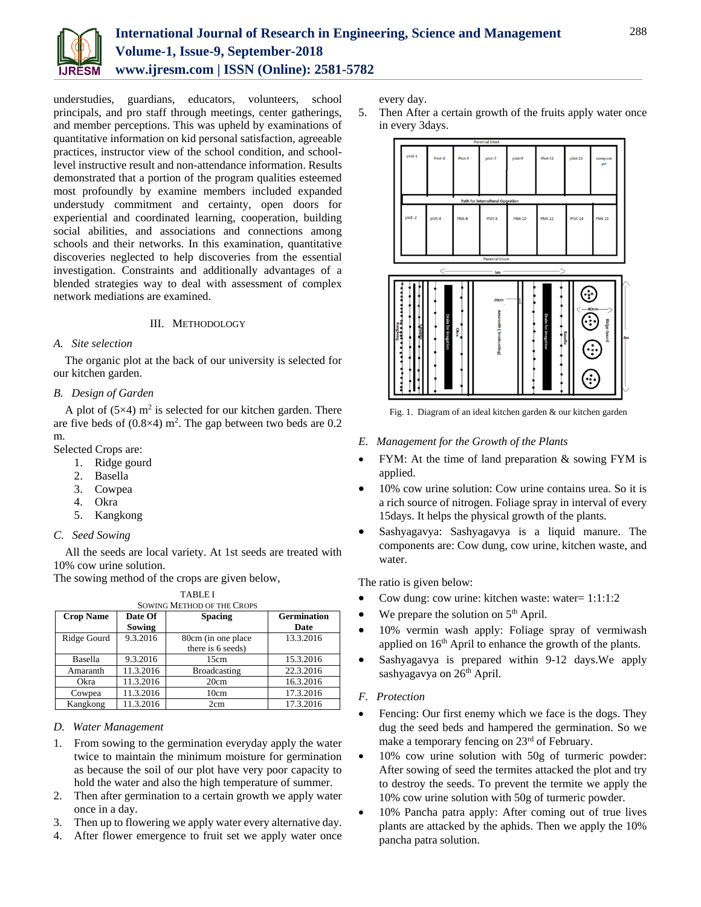understudies, guardians, educators, volunteers, school principals, and pro staff through meetings, center gatherings, and member perceptions. This was upheld by examinations of quantitative information on kid personal satisfaction, agreeable practices, instructor view of the school condition, and school-level instructive result and non-attendance information. Results demonstrated that a portion of the program qualities esteemed most profoundly by examine members included expanded understudy commitment and certainty, open doors for experiential and coordinated learning, cooperation, building social abilities, and associations and connections among schools and their networks. In this examination, quantitative discoveries neglected to help discoveries from the essential investigation. Constraints and additionally advantages of a blended strategies way to deal with assessment of complex network mediations are examined.

## III. Methodology

### A. Site selection

The organic plot at the back of our university is selected for our kitchen garden.

### B. Design of Garden

A plot of (5×4) $m^2$ is selected for our kitchen garden. There are five beds of (0.8×4) $m^2$. The gap between two beds are 0.2 m.

Selected Crops are:

1. Ridge gourd
2. Basella
3. Cowpea
4. Okra
5. Kangkong

### C. Seed Sowing

All the seeds are local variety. At 1st seeds are treated with 10% cow urine solution.

The sowing method of the crops are given below,

TABLE I
SOWING METHOD OF THE CROPS

| Crop Name | Date Of Sowing | Spacing | Germination Date |
|---|---|---|---|
| Ridge Gourd | 9.3.2016 | 80cm (in one place there is 6 seeds) | 13.3.2016 |
| Basella | 9.3.2016 | 15cm | 15.3.2016 |
| Amaranth | 11.3.2016 | Broadcasting | 22.3.2016 |
| Okra | 11.3.2016 | 20cm | 16.3.2016 |
| Cowpea | 11.3.2016 | 10cm | 17.3.2016 |
| Kangkong | 11.3.2016 | 2cm | 17.3.2016 |

### D. Water Management

1. From sowing to the germination everyday apply the water twice to maintain the minimum moisture for germination as because the soil of our plot have very poor capacity to hold the water and also the high temperature of summer.
2. Then after germination to a certain growth we apply water once in a day.
3. Then up to flowering we apply water every alternative day.
4. After flower emergence to fruit set we apply water once every day.
5. Then After a certain growth of the fruits apply water once in every 3days.

Fig. 1. Diagram of an ideal kitchen garden & our kitchen garden

### E. Management for the Growth of the Plants

- FYM: At the time of land preparation & sowing FYM is applied.
- 10% cow urine solution: Cow urine contains urea. So it is a rich source of nitrogen. Foliage spray in interval of every 15days. It helps the physical growth of the plants.
- Sashyagavya: Sashyagavya is a liquid manure. The components are: Cow dung, cow urine, kitchen waste, and water.

The ratio is given below:

- Cow dung: cow urine: kitchen waste: water= 1:1:1:2
- We prepare the solution on 5th April.
- 10% vermin wash apply: Foliage spray of vermiwash applied on 16th April to enhance the growth of the plants.
- Sashyagavya is prepared within 9-12 days.We apply sashyagavya on 26th April.

### F. Protection

- Fencing: Our first enemy which we face is the dogs. They dug the seed beds and hampered the germination. So we make a temporary fencing on 23rd of February.
- 10% cow urine solution with 50g of turmeric powder: After sowing of seed the termites attacked the plot and try to destroy the seeds. To prevent the termite we apply the 10% cow urine solution with 50g of turmeric powder.
- 10% Pancha patra apply: After coming out of true lives plants are attacked by the aphids. Then we apply the 10% pancha patra solution.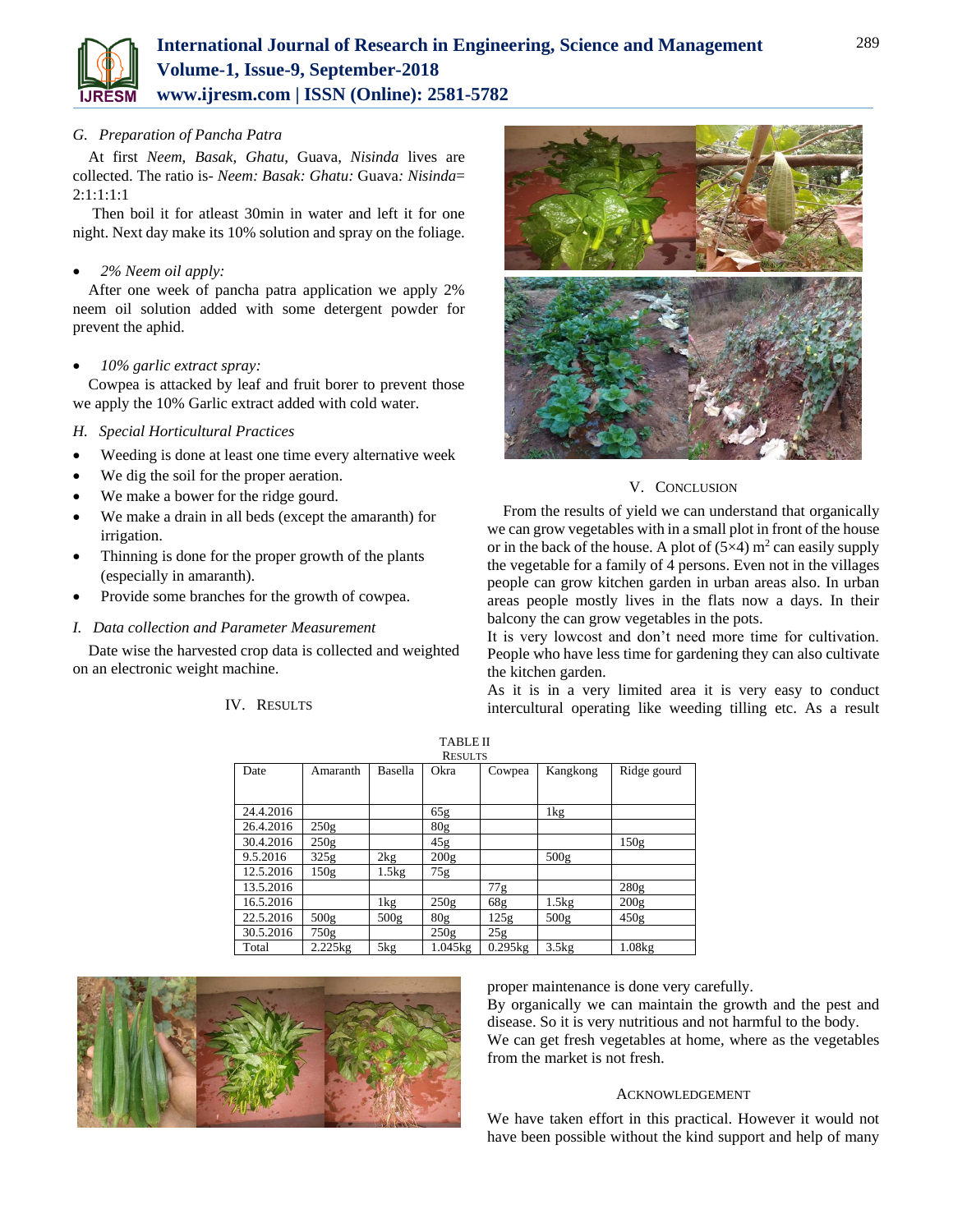*G. Preparation of Pancha Patra*

At first *Neem*, *Basak*, *Ghatu*, Guava, *Nisinda* lives are collected. The ratio is- *Neem: Basak: Ghatu:* Guava*: Nisinda*= 2:1:1:1:1

Then boil it for atleast 30min in water and left it for one night. Next day make its 10% solution and spray on the foliage.

- *2% Neem oil apply:*

After one week of pancha patra application we apply 2% neem oil solution added with some detergent powder for prevent the aphid.

- *10% garlic extract spray:*

Cowpea is attacked by leaf and fruit borer to prevent those we apply the 10% Garlic extract added with cold water.

*H. Special Horticultural Practices*

- Weeding is done at least one time every alternative week
- We dig the soil for the proper aeration.
- We make a bower for the ridge gourd.
- We make a drain in all beds (except the amaranth) for irrigation.
- Thinning is done for the proper growth of the plants (especially in amaranth).
- Provide some branches for the growth of cowpea.

*I. Data collection and Parameter Measurement*

Date wise the harvested crop data is collected and weighted on an electronic weight machine.

## IV. Results

TABLE II
RESULTS

| Date | Amaranth | Basella | Okra | Cowpea | Kangkong | Ridge gourd |
|---|---|---|---|---|---|---|
| 24.4.2016 | | | 65g | | 1kg | |
| 26.4.2016 | 250g | | 80g | | | |
| 30.4.2016 | 250g | | 45g | | | 150g |
| 9.5.2016 | 325g | 2kg | 200g | | 500g | |
| 12.5.2016 | 150g | 1.5kg | 75g | | | |
| 13.5.2016 | | | | 77g | | 280g |
| 16.5.2016 | | 1kg | 250g | 68g | 1.5kg | 200g |
| 22.5.2016 | 500g | 500g | 80g | 125g | 500g | 450g |
| 30.5.2016 | 750g | | 250g | 25g | | |
| Total | 2.225kg | 5kg | 1.045kg | 0.295kg | 3.5kg | 1.08kg |

## V. Conclusion

From the results of yield we can understand that organically we can grow vegetables with in a small plot in front of the house or in the back of the house. A plot of $(5\times4)$ $m^2$ can easily supply the vegetable for a family of 4 persons. Even not in the villages people can grow kitchen garden in urban areas also. In urban areas people mostly lives in the flats now a days. In their balcony the can grow vegetables in the pots.

It is very lowcost and don't need more time for cultivation. People who have less time for gardening they can also cultivate the kitchen garden.

As it is in a very limited area it is very easy to conduct intercultural operating like weeding tilling etc. As a result proper maintenance is done very carefully.

By organically we can maintain the growth and the pest and disease. So it is very nutritious and not harmful to the body.

We can get fresh vegetables at home, where as the vegetables from the market is not fresh.

## Acknowledgement

We have taken effort in this practical. However it would not have been possible without the kind support and help of many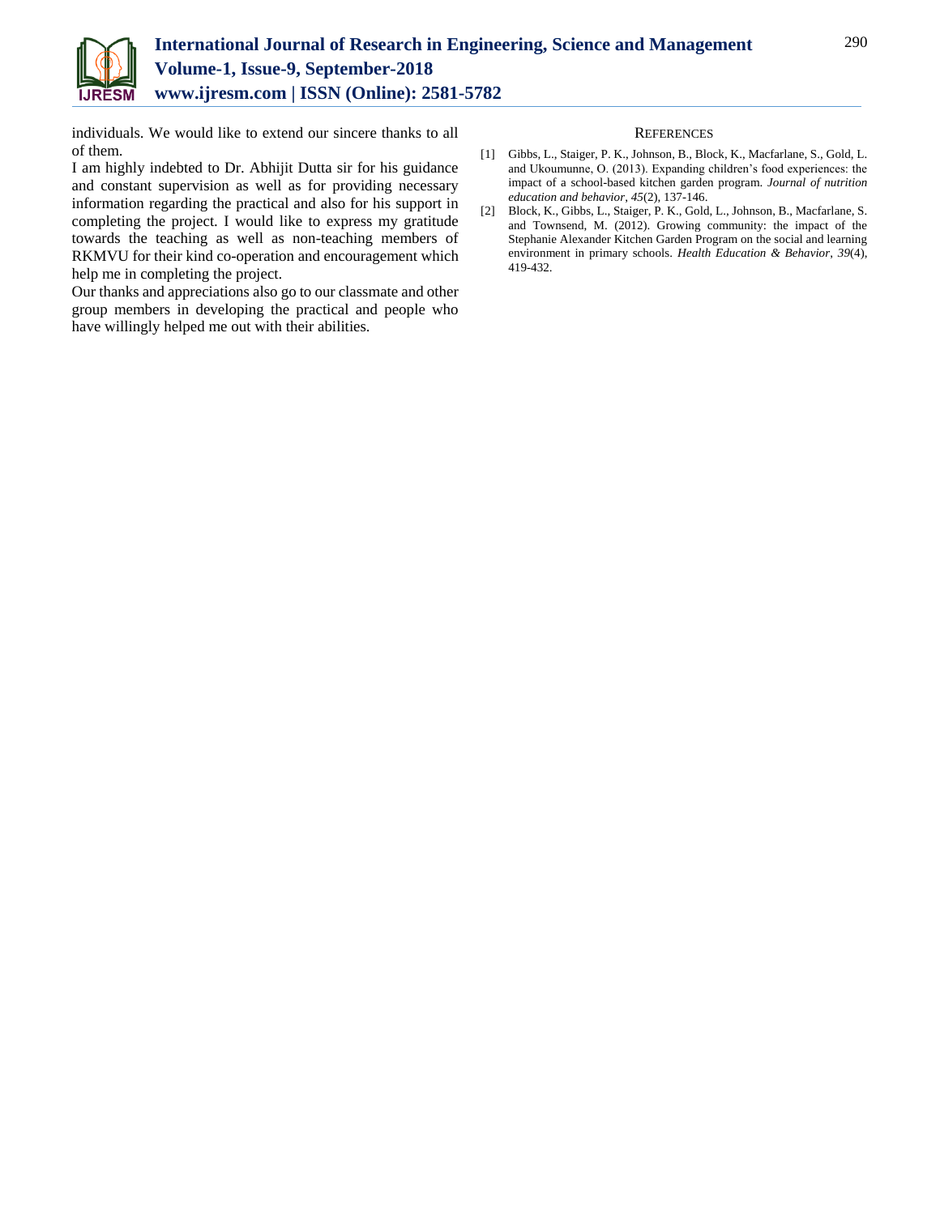individuals. We would like to extend our sincere thanks to all of them.

I am highly indebted to Dr. Abhijit Dutta sir for his guidance and constant supervision as well as for providing necessary information regarding the practical and also for his support in completing the project. I would like to express my gratitude towards the teaching as well as non-teaching members of RKMVU for their kind co-operation and encouragement which help me in completing the project.

Our thanks and appreciations also go to our classmate and other group members in developing the practical and people who have willingly helped me out with their abilities.

## References

[1] Gibbs, L., Staiger, P. K., Johnson, B., Block, K., Macfarlane, S., Gold, L. and Ukoumunne, O. (2013). Expanding children's food experiences: the impact of a school-based kitchen garden program. *Journal of nutrition education and behavior*, *45*(2), 137-146.

[2] Block, K., Gibbs, L., Staiger, P. K., Gold, L., Johnson, B., Macfarlane, S. and Townsend, M. (2012). Growing community: the impact of the Stephanie Alexander Kitchen Garden Program on the social and learning environment in primary schools. *Health Education & Behavior*, *39*(4), 419-432.